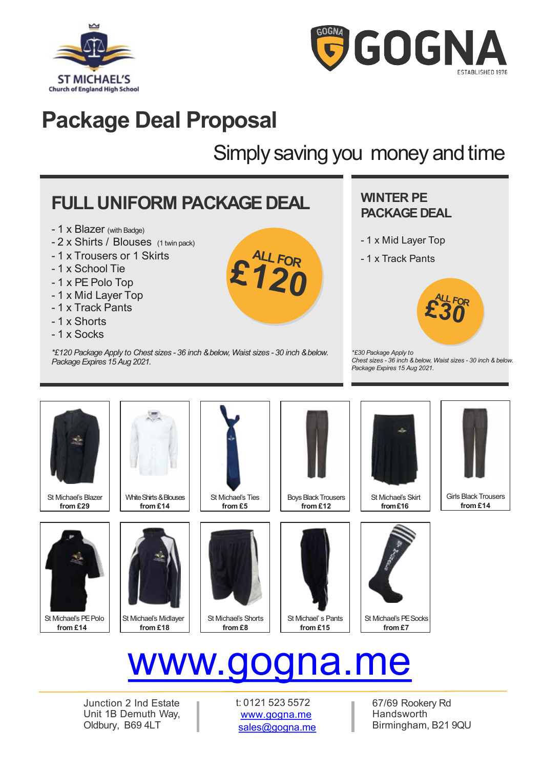ST MICHAEL'S
Church of England High School

GOGNA
ESTABLISHED 1976

# Package Deal Proposal

Simply saving you money and time

## FULL UNIFORM PACKAGE DEAL

- 1 x Blazer (with Badge)
- 2 x Shirts / Blouses (1 twin pack)
- 1 x Trousers or 1 Skirts
- 1 x School Tie
- 1 x PE Polo Top
- 1 x Mid Layer Top
- 1 x Track Pants
- 1 x Shorts
- 1 x Socks

ALL FOR £120

*\*£120 Package Apply to Chest sizes - 36 inch & below, Waist sizes - 30 inch & below. Package Expires 15 Aug 2021.*

## WINTER PE PACKAGE DEAL

- 1 x Mid Layer Top
- 1 x Track Pants

ALL FOR £30

*\*£30 Package Apply to Chest sizes - 36 inch & below, Waist sizes - 30 inch & below. Package Expires 15 Aug 2021.*

St Michael's Blazer **from £29**

White Shirts & Blouses **from £14**

St Michael's Ties **from £5**

Boys Black Trousers **from £12**

St Michael's Skirt **from £16**

Girls Black Trousers **from £14**

St Michael's PE Polo **from £14**

St Michael's Midlayer **from £18**

St Michael's Shorts **from £8**

St Michael' s Pants **from £15**

St Michael's PE Socks **from £7**

# www.gogna.me

Junction 2 Ind Estate
Unit 1B Demuth Way,
Oldbury, B69 4LT

t: 0121 523 5572
www.gogna.me
sales@gogna.me

67/69 Rookery Rd
Handsworth
Birmingham, B21 9QU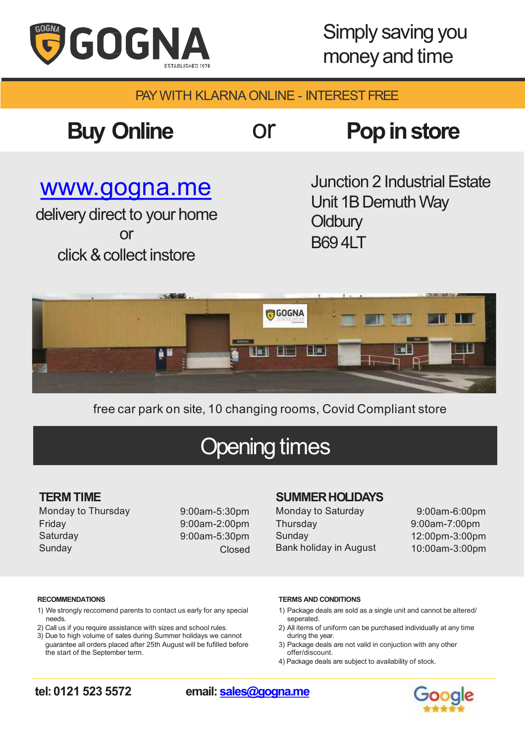# GOGNA

ESTABLISHED 1976

Simply saving you money and time

PAY WITH KLARNA ONLINE - INTEREST FREE

## Buy Online or Pop in store

www.gogna.me
delivery direct to your home
or
click & collect instore

Junction 2 Industrial Estate
Unit 1B Demuth Way
Oldbury
B69 4LT

free car park on site, 10 changing rooms, Covid Compliant store

## Opening times

### TERM TIME

| | |
|---|---|
| Monday to Thursday | 9:00am-5:30pm |
| Friday | 9:00am-2:00pm |
| Saturday | 9:00am-5:30pm |
| Sunday | Closed |

### SUMMER HOLIDAYS

| | |
|---|---|
| Monday to Saturday | 9:00am-6:00pm |
| Thursday | 9:00am-7:00pm |
| Sunday | 12:00pm-3:00pm |
| Bank holiday in August | 10:00am-3:00pm |

#### RECOMMENDATIONS

1) We strongly reccomend parents to contact us early for any special needs.
2) Call us if you require assistance with sizes and school rules.
3) Due to high volume of sales during Summer holidays we cannot guarantee all orders placed after 25th August will be fufilled before the start of the September term.

#### TERMS AND CONDITIONS

1) Package deals are sold as a single unit and cannot be altered/ seperated.
2) All items of uniform can be purchased individually at any time during the year.
3) Package deals are not valid in conjuction with any other offer/discount.
4) Package deals are subject to availability of stock.

**tel: 0121 523 5572** **email: sales@gogna.me**

Google ★★★★★